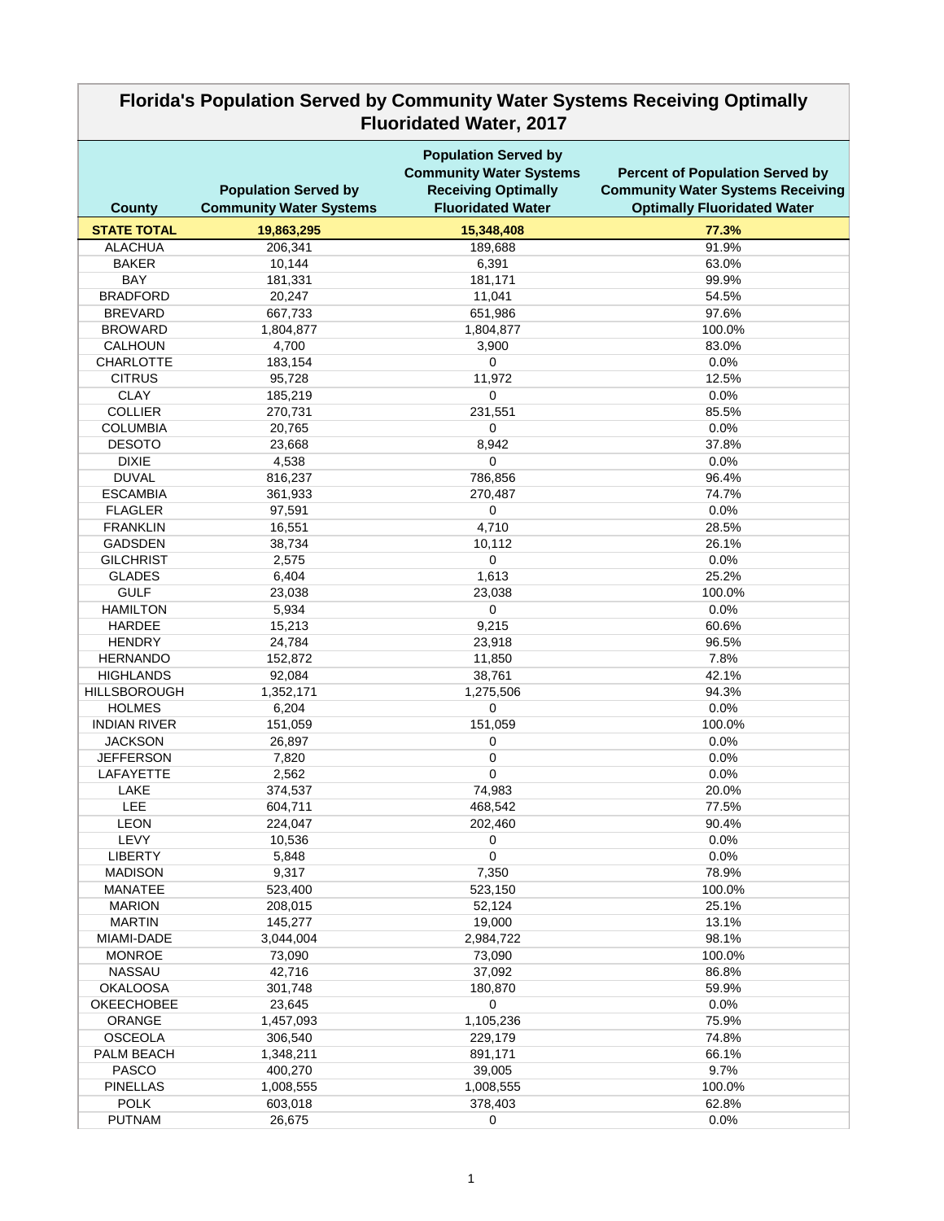# Florida's Population Served by Community Water Systems Receiving Optimally Fluoridated Water, 2017

| County | Population Served by Community Water Systems | Population Served by Community Water Systems Receiving Optimally Fluoridated Water | Percent of Population Served by Community Water Systems Receiving Optimally Fluoridated Water |
|---|---|---|---|
| **STATE TOTAL** | **19,863,295** | **15,348,408** | **77.3%** |
| ALACHUA | 206,341 | 189,688 | 91.9% |
| BAKER | 10,144 | 6,391 | 63.0% |
| BAY | 181,331 | 181,171 | 99.9% |
| BRADFORD | 20,247 | 11,041 | 54.5% |
| BREVARD | 667,733 | 651,986 | 97.6% |
| BROWARD | 1,804,877 | 1,804,877 | 100.0% |
| CALHOUN | 4,700 | 3,900 | 83.0% |
| CHARLOTTE | 183,154 | 0 | 0.0% |
| CITRUS | 95,728 | 11,972 | 12.5% |
| CLAY | 185,219 | 0 | 0.0% |
| COLLIER | 270,731 | 231,551 | 85.5% |
| COLUMBIA | 20,765 | 0 | 0.0% |
| DESOTO | 23,668 | 8,942 | 37.8% |
| DIXIE | 4,538 | 0 | 0.0% |
| DUVAL | 816,237 | 786,856 | 96.4% |
| ESCAMBIA | 361,933 | 270,487 | 74.7% |
| FLAGLER | 97,591 | 0 | 0.0% |
| FRANKLIN | 16,551 | 4,710 | 28.5% |
| GADSDEN | 38,734 | 10,112 | 26.1% |
| GILCHRIST | 2,575 | 0 | 0.0% |
| GLADES | 6,404 | 1,613 | 25.2% |
| GULF | 23,038 | 23,038 | 100.0% |
| HAMILTON | 5,934 | 0 | 0.0% |
| HARDEE | 15,213 | 9,215 | 60.6% |
| HENDRY | 24,784 | 23,918 | 96.5% |
| HERNANDO | 152,872 | 11,850 | 7.8% |
| HIGHLANDS | 92,084 | 38,761 | 42.1% |
| HILLSBOROUGH | 1,352,171 | 1,275,506 | 94.3% |
| HOLMES | 6,204 | 0 | 0.0% |
| INDIAN RIVER | 151,059 | 151,059 | 100.0% |
| JACKSON | 26,897 | 0 | 0.0% |
| JEFFERSON | 7,820 | 0 | 0.0% |
| LAFAYETTE | 2,562 | 0 | 0.0% |
| LAKE | 374,537 | 74,983 | 20.0% |
| LEE | 604,711 | 468,542 | 77.5% |
| LEON | 224,047 | 202,460 | 90.4% |
| LEVY | 10,536 | 0 | 0.0% |
| LIBERTY | 5,848 | 0 | 0.0% |
| MADISON | 9,317 | 7,350 | 78.9% |
| MANATEE | 523,400 | 523,150 | 100.0% |
| MARION | 208,015 | 52,124 | 25.1% |
| MARTIN | 145,277 | 19,000 | 13.1% |
| MIAMI-DADE | 3,044,004 | 2,984,722 | 98.1% |
| MONROE | 73,090 | 73,090 | 100.0% |
| NASSAU | 42,716 | 37,092 | 86.8% |
| OKALOOSA | 301,748 | 180,870 | 59.9% |
| OKEECHOBEE | 23,645 | 0 | 0.0% |
| ORANGE | 1,457,093 | 1,105,236 | 75.9% |
| OSCEOLA | 306,540 | 229,179 | 74.8% |
| PALM BEACH | 1,348,211 | 891,171 | 66.1% |
| PASCO | 400,270 | 39,005 | 9.7% |
| PINELLAS | 1,008,555 | 1,008,555 | 100.0% |
| POLK | 603,018 | 378,403 | 62.8% |
| PUTNAM | 26,675 | 0 | 0.0% |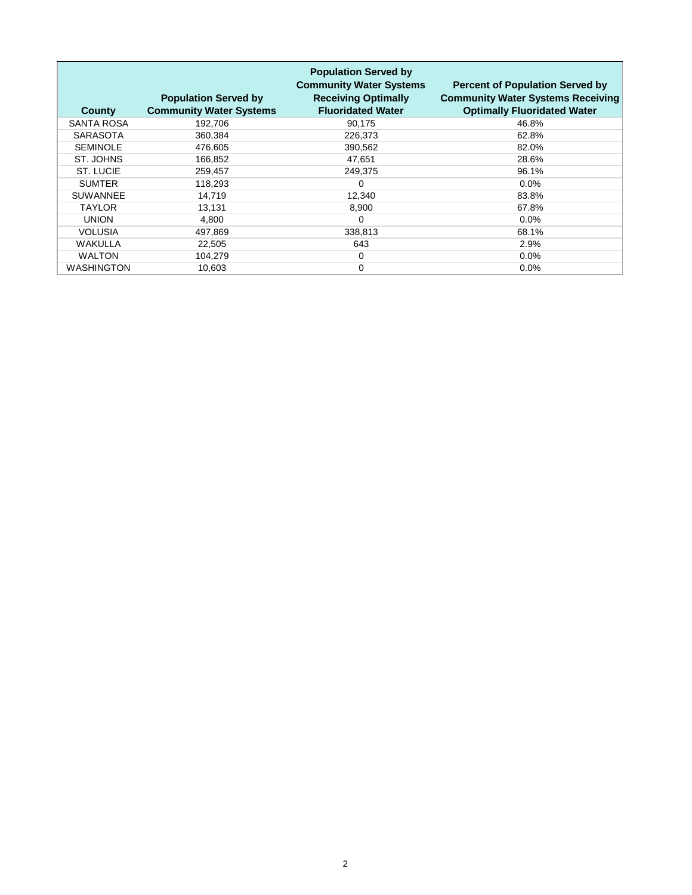| County | Population Served by Community Water Systems | Population Served by Community Water Systems Receiving Optimally Fluoridated Water | Percent of Population Served by Community Water Systems Receiving Optimally Fluoridated Water |
|---|---|---|---|
| SANTA ROSA | 192,706 | 90,175 | 46.8% |
| SARASOTA | 360,384 | 226,373 | 62.8% |
| SEMINOLE | 476,605 | 390,562 | 82.0% |
| ST. JOHNS | 166,852 | 47,651 | 28.6% |
| ST. LUCIE | 259,457 | 249,375 | 96.1% |
| SUMTER | 118,293 | 0 | 0.0% |
| SUWANNEE | 14,719 | 12,340 | 83.8% |
| TAYLOR | 13,131 | 8,900 | 67.8% |
| UNION | 4,800 | 0 | 0.0% |
| VOLUSIA | 497,869 | 338,813 | 68.1% |
| WAKULLA | 22,505 | 643 | 2.9% |
| WALTON | 104,279 | 0 | 0.0% |
| WASHINGTON | 10,603 | 0 | 0.0% |